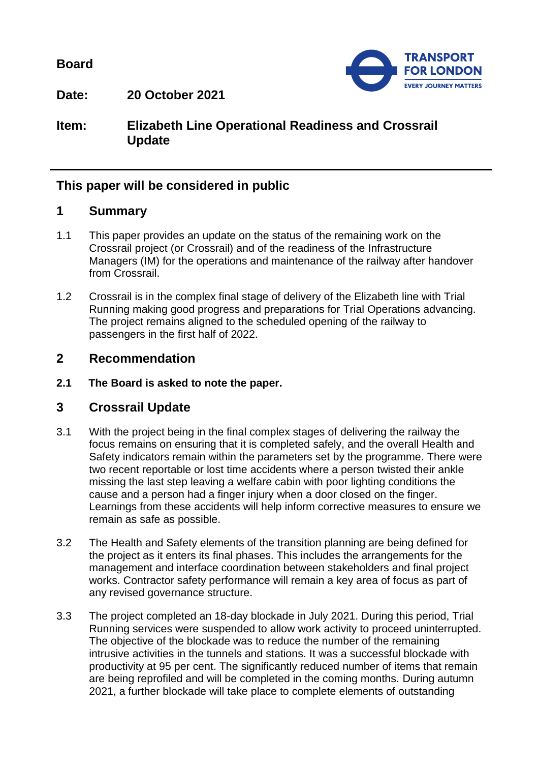**Board**

**Date:** **20 October 2021**

**Item:** **Elizabeth Line Operational Readiness and Crossrail Update**

---

## This paper will be considered in public

## 1 Summary

1.1 This paper provides an update on the status of the remaining work on the Crossrail project (or Crossrail) and of the readiness of the Infrastructure Managers (IM) for the operations and maintenance of the railway after handover from Crossrail.

1.2 Crossrail is in the complex final stage of delivery of the Elizabeth line with Trial Running making good progress and preparations for Trial Operations advancing. The project remains aligned to the scheduled opening of the railway to passengers in the first half of 2022.

## 2 Recommendation

**2.1 The Board is asked to note the paper.**

## 3 Crossrail Update

3.1 With the project being in the final complex stages of delivering the railway the focus remains on ensuring that it is completed safely, and the overall Health and Safety indicators remain within the parameters set by the programme. There were two recent reportable or lost time accidents where a person twisted their ankle missing the last step leaving a welfare cabin with poor lighting conditions the cause and a person had a finger injury when a door closed on the finger. Learnings from these accidents will help inform corrective measures to ensure we remain as safe as possible.

3.2 The Health and Safety elements of the transition planning are being defined for the project as it enters its final phases. This includes the arrangements for the management and interface coordination between stakeholders and final project works. Contractor safety performance will remain a key area of focus as part of any revised governance structure.

3.3 The project completed an 18-day blockade in July 2021. During this period, Trial Running services were suspended to allow work activity to proceed uninterrupted. The objective of the blockade was to reduce the number of the remaining intrusive activities in the tunnels and stations. It was a successful blockade with productivity at 95 per cent. The significantly reduced number of items that remain are being reprofiled and will be completed in the coming months. During autumn 2021, a further blockade will take place to complete elements of outstanding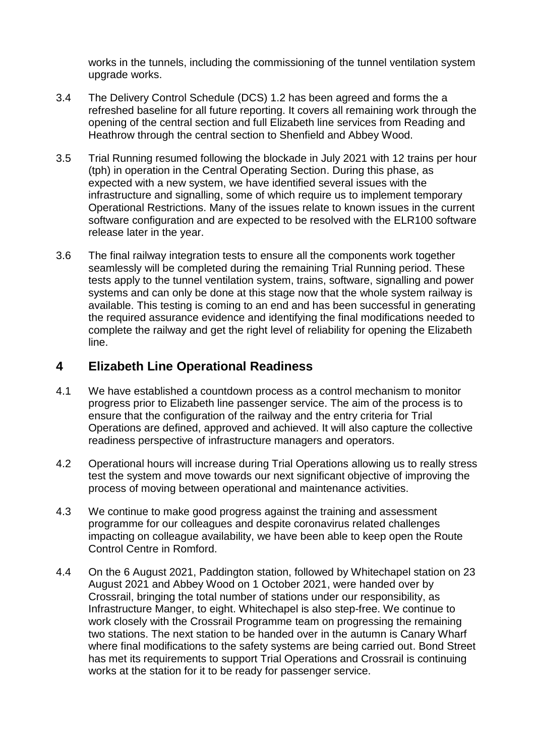works in the tunnels, including the commissioning of the tunnel ventilation system upgrade works.

3.4 The Delivery Control Schedule (DCS) 1.2 has been agreed and forms the a refreshed baseline for all future reporting. It covers all remaining work through the opening of the central section and full Elizabeth line services from Reading and Heathrow through the central section to Shenfield and Abbey Wood.

3.5 Trial Running resumed following the blockade in July 2021 with 12 trains per hour (tph) in operation in the Central Operating Section. During this phase, as expected with a new system, we have identified several issues with the infrastructure and signalling, some of which require us to implement temporary Operational Restrictions. Many of the issues relate to known issues in the current software configuration and are expected to be resolved with the ELR100 software release later in the year.

3.6 The final railway integration tests to ensure all the components work together seamlessly will be completed during the remaining Trial Running period. These tests apply to the tunnel ventilation system, trains, software, signalling and power systems and can only be done at this stage now that the whole system railway is available. This testing is coming to an end and has been successful in generating the required assurance evidence and identifying the final modifications needed to complete the railway and get the right level of reliability for opening the Elizabeth line.

## 4 Elizabeth Line Operational Readiness

4.1 We have established a countdown process as a control mechanism to monitor progress prior to Elizabeth line passenger service. The aim of the process is to ensure that the configuration of the railway and the entry criteria for Trial Operations are defined, approved and achieved. It will also capture the collective readiness perspective of infrastructure managers and operators.

4.2 Operational hours will increase during Trial Operations allowing us to really stress test the system and move towards our next significant objective of improving the process of moving between operational and maintenance activities.

4.3 We continue to make good progress against the training and assessment programme for our colleagues and despite coronavirus related challenges impacting on colleague availability, we have been able to keep open the Route Control Centre in Romford.

4.4 On the 6 August 2021, Paddington station, followed by Whitechapel station on 23 August 2021 and Abbey Wood on 1 October 2021, were handed over by Crossrail, bringing the total number of stations under our responsibility, as Infrastructure Manger, to eight. Whitechapel is also step-free. We continue to work closely with the Crossrail Programme team on progressing the remaining two stations. The next station to be handed over in the autumn is Canary Wharf where final modifications to the safety systems are being carried out. Bond Street has met its requirements to support Trial Operations and Crossrail is continuing works at the station for it to be ready for passenger service.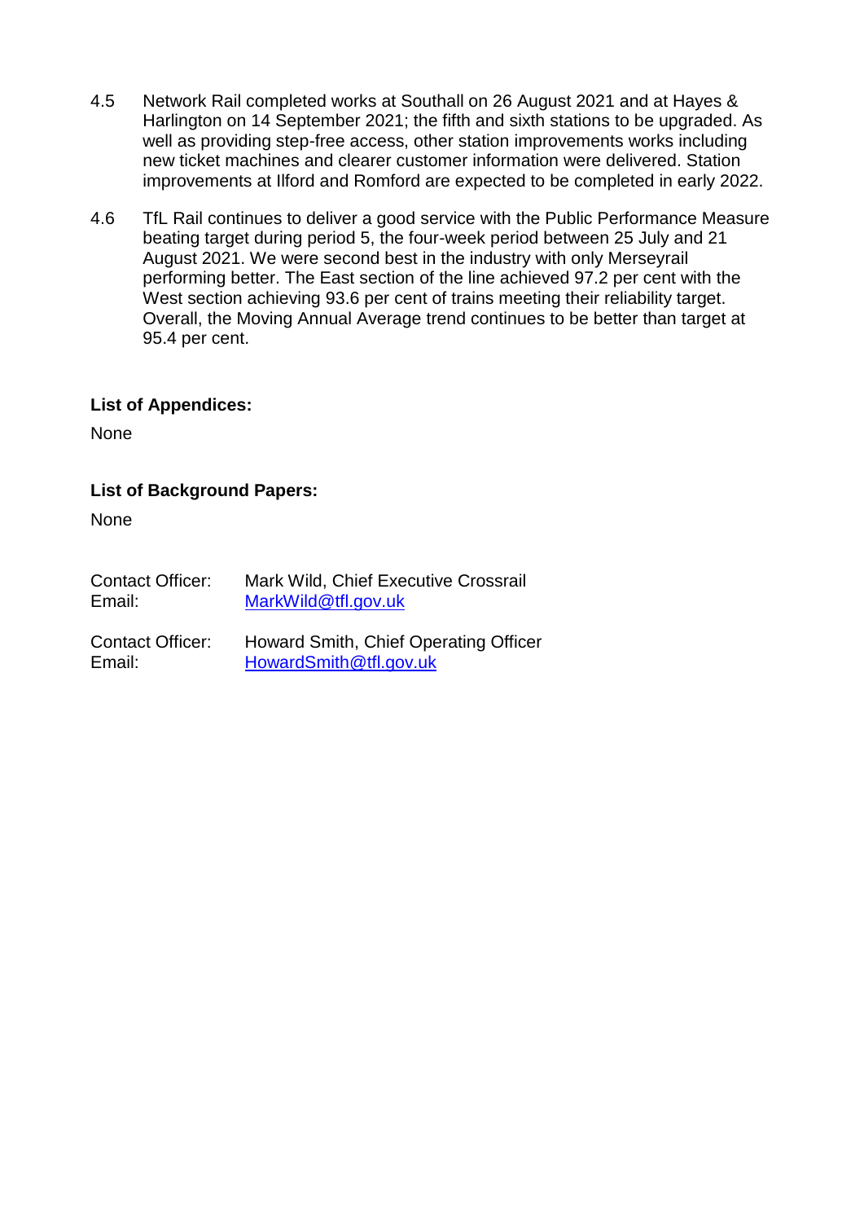4.5 Network Rail completed works at Southall on 26 August 2021 and at Hayes & Harlington on 14 September 2021; the fifth and sixth stations to be upgraded. As well as providing step-free access, other station improvements works including new ticket machines and clearer customer information were delivered. Station improvements at Ilford and Romford are expected to be completed in early 2022.

4.6 TfL Rail continues to deliver a good service with the Public Performance Measure beating target during period 5, the four-week period between 25 July and 21 August 2021. We were second best in the industry with only Merseyrail performing better. The East section of the line achieved 97.2 per cent with the West section achieving 93.6 per cent of trains meeting their reliability target. Overall, the Moving Annual Average trend continues to be better than target at 95.4 per cent.

**List of Appendices:**

None

**List of Background Papers:**

None

Contact Officer: Mark Wild, Chief Executive Crossrail
Email: MarkWild@tfl.gov.uk

Contact Officer: Howard Smith, Chief Operating Officer
Email: HowardSmith@tfl.gov.uk